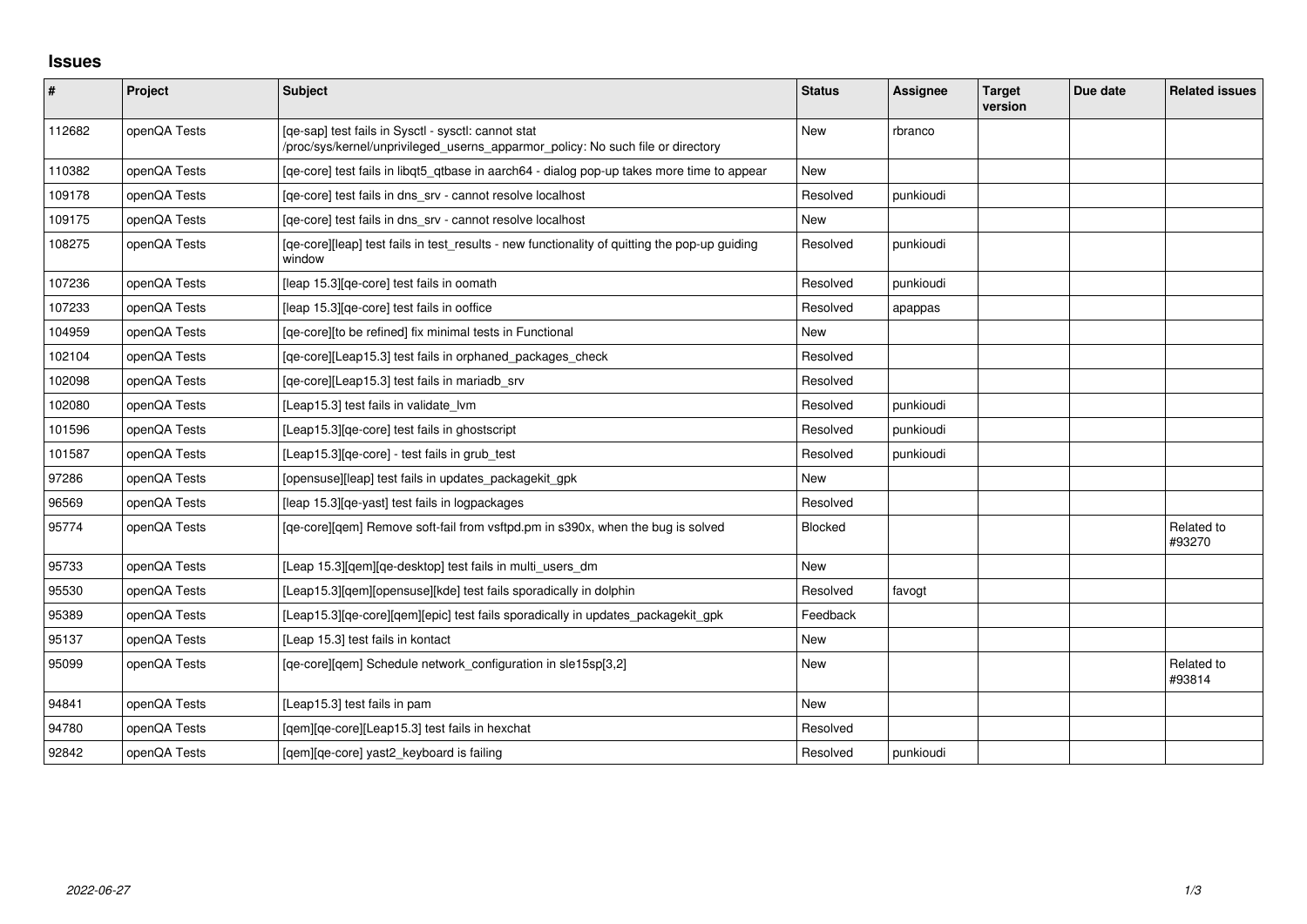# Issues

| # | Project | Subject | Status | Assignee | Target version | Due date | Related issues |
|---|---|---|---|---|---|---|---|
| 112682 | openQA Tests | [qe-sap] test fails in Sysctl - sysctl: cannot stat /proc/sys/kernel/unprivileged_userns_apparmor_policy: No such file or directory | New | rbranco | | | |
| 110382 | openQA Tests | [qe-core] test fails in libqt5_qtbase in aarch64 - dialog pop-up takes more time to appear | New | | | | |
| 109178 | openQA Tests | [qe-core] test fails in dns_srv - cannot resolve localhost | Resolved | punkioudi | | | |
| 109175 | openQA Tests | [qe-core] test fails in dns_srv - cannot resolve localhost | New | | | | |
| 108275 | openQA Tests | [qe-core][leap] test fails in test_results - new functionality of quitting the pop-up guiding window | Resolved | punkioudi | | | |
| 107236 | openQA Tests | [leap 15.3][qe-core] test fails in oomath | Resolved | punkioudi | | | |
| 107233 | openQA Tests | [leap 15.3][qe-core] test fails in ooffice | Resolved | apappas | | | |
| 104959 | openQA Tests | [qe-core][to be refined] fix minimal tests in Functional | New | | | | |
| 102104 | openQA Tests | [qe-core][Leap15.3] test fails in orphaned_packages_check | Resolved | | | | |
| 102098 | openQA Tests | [qe-core][Leap15.3] test fails in mariadb_srv | Resolved | | | | |
| 102080 | openQA Tests | [Leap15.3] test fails in validate_lvm | Resolved | punkioudi | | | |
| 101596 | openQA Tests | [Leap15.3][qe-core] test fails in ghostscript | Resolved | punkioudi | | | |
| 101587 | openQA Tests | [Leap15.3][qe-core] - test fails in grub_test | Resolved | punkioudi | | | |
| 97286 | openQA Tests | [opensuse][leap] test fails in updates_packagekit_gpk | New | | | | |
| 96569 | openQA Tests | [leap 15.3][qe-yast] test fails in logpackages | Resolved | | | | |
| 95774 | openQA Tests | [qe-core][qem] Remove soft-fail from vsftpd.pm in s390x, when the bug is solved | Blocked | | | | Related to #93270 |
| 95733 | openQA Tests | [Leap 15.3][qem][qe-desktop] test fails in multi_users_dm | New | | | | |
| 95530 | openQA Tests | [Leap15.3][qem][opensuse][kde] test fails sporadically in dolphin | Resolved | favogt | | | |
| 95389 | openQA Tests | [Leap15.3][qe-core][qem][epic] test fails sporadically in updates_packagekit_gpk | Feedback | | | | |
| 95137 | openQA Tests | [Leap 15.3] test fails in kontact | New | | | | |
| 95099 | openQA Tests | [qe-core][qem] Schedule network_configuration in sle15sp[3,2] | New | | | | Related to #93814 |
| 94841 | openQA Tests | [Leap15.3] test fails in pam | New | | | | |
| 94780 | openQA Tests | [qem][qe-core][Leap15.3] test fails in hexchat | Resolved | | | | |
| 92842 | openQA Tests | [qem][qe-core] yast2_keyboard is failing | Resolved | punkioudi | | | |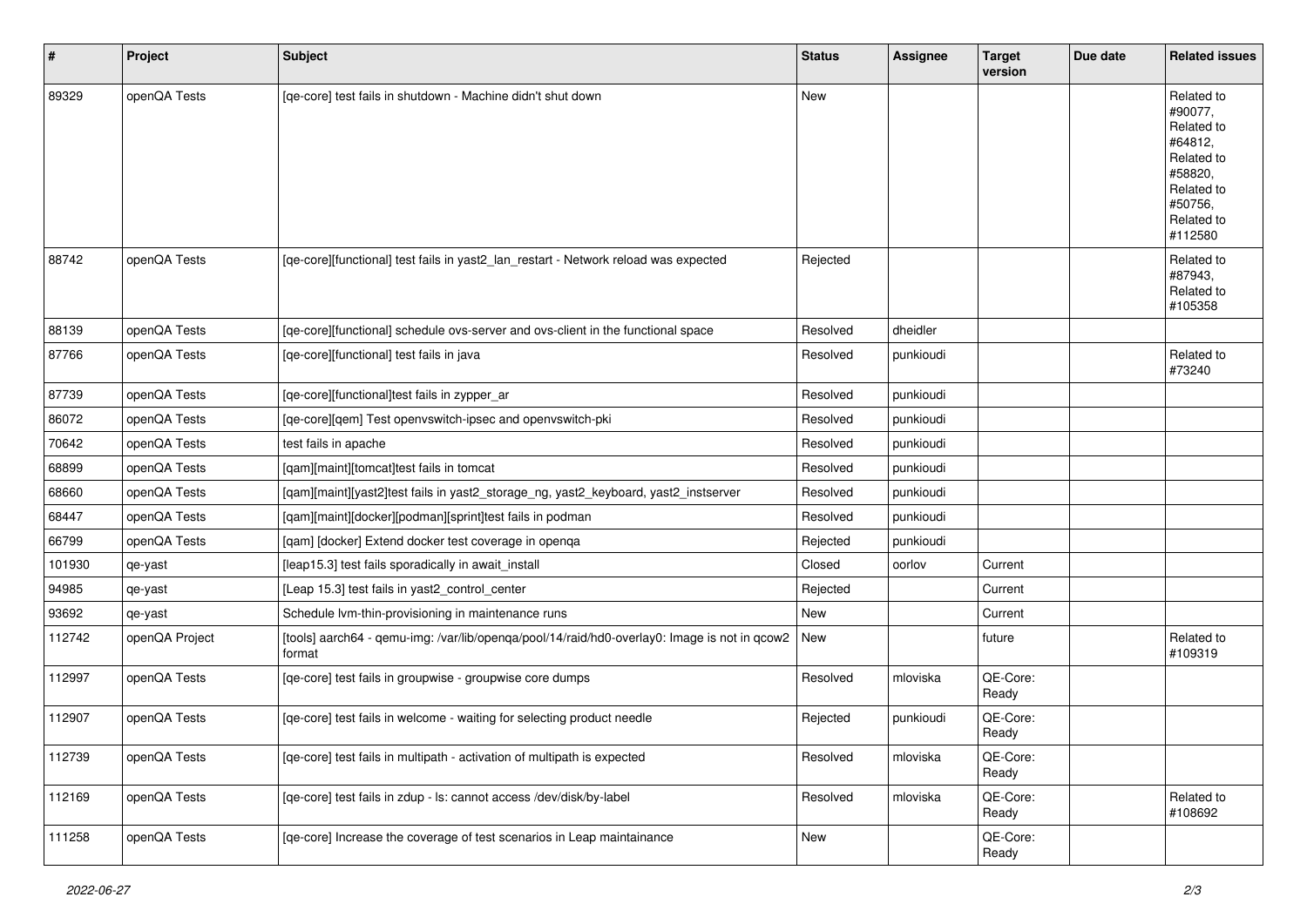| # | Project | Subject | Status | Assignee | Target version | Due date | Related issues |
| --- | --- | --- | --- | --- | --- | --- | --- |
| 89329 | openQA Tests | [qe-core] test fails in shutdown - Machine didn't shut down | New | | | | Related to #90077, Related to #64812, Related to #58820, Related to #50756, Related to #112580 |
| 88742 | openQA Tests | [qe-core][functional] test fails in yast2_lan_restart - Network reload was expected | Rejected | | | | Related to #87943, Related to #105358 |
| 88139 | openQA Tests | [qe-core][functional] schedule ovs-server and ovs-client in the functional space | Resolved | dheidler | | | |
| 87766 | openQA Tests | [qe-core][functional] test fails in java | Resolved | punkioudi | | | Related to #73240 |
| 87739 | openQA Tests | [qe-core][functional]test fails in zypper_ar | Resolved | punkioudi | | | |
| 86072 | openQA Tests | [qe-core][qem] Test openvswitch-ipsec and openvswitch-pki | Resolved | punkioudi | | | |
| 70642 | openQA Tests | test fails in apache | Resolved | punkioudi | | | |
| 68899 | openQA Tests | [qam][maint][tomcat]test fails in tomcat | Resolved | punkioudi | | | |
| 68660 | openQA Tests | [qam][maint][yast2]test fails in yast2_storage_ng, yast2_keyboard, yast2_instserver | Resolved | punkioudi | | | |
| 68447 | openQA Tests | [qam][maint][docker][podman][sprint]test fails in podman | Resolved | punkioudi | | | |
| 66799 | openQA Tests | [qam] [docker] Extend docker test coverage in openqa | Rejected | punkioudi | | | |
| 101930 | qe-yast | [leap15.3] test fails sporadically in await_install | Closed | oorlov | Current | | |
| 94985 | qe-yast | [Leap 15.3] test fails in yast2_control_center | Rejected | | Current | | |
| 93692 | qe-yast | Schedule lvm-thin-provisioning in maintenance runs | New | | Current | | |
| 112742 | openQA Project | [tools] aarch64 - qemu-img: /var/lib/openqa/pool/14/raid/hd0-overlay0: Image is not in qcow2 format | New | | future | | Related to #109319 |
| 112997 | openQA Tests | [qe-core] test fails in groupwise - groupwise core dumps | Resolved | mloviska | QE-Core: Ready | | |
| 112907 | openQA Tests | [qe-core] test fails in welcome - waiting for selecting product needle | Rejected | punkioudi | QE-Core: Ready | | |
| 112739 | openQA Tests | [qe-core] test fails in multipath - activation of multipath is expected | Resolved | mloviska | QE-Core: Ready | | |
| 112169 | openQA Tests | [qe-core] test fails in zdup - ls: cannot access /dev/disk/by-label | Resolved | mloviska | QE-Core: Ready | | Related to #108692 |
| 111258 | openQA Tests | [qe-core] Increase the coverage of test scenarios in Leap maintainance | New | | QE-Core: Ready | | |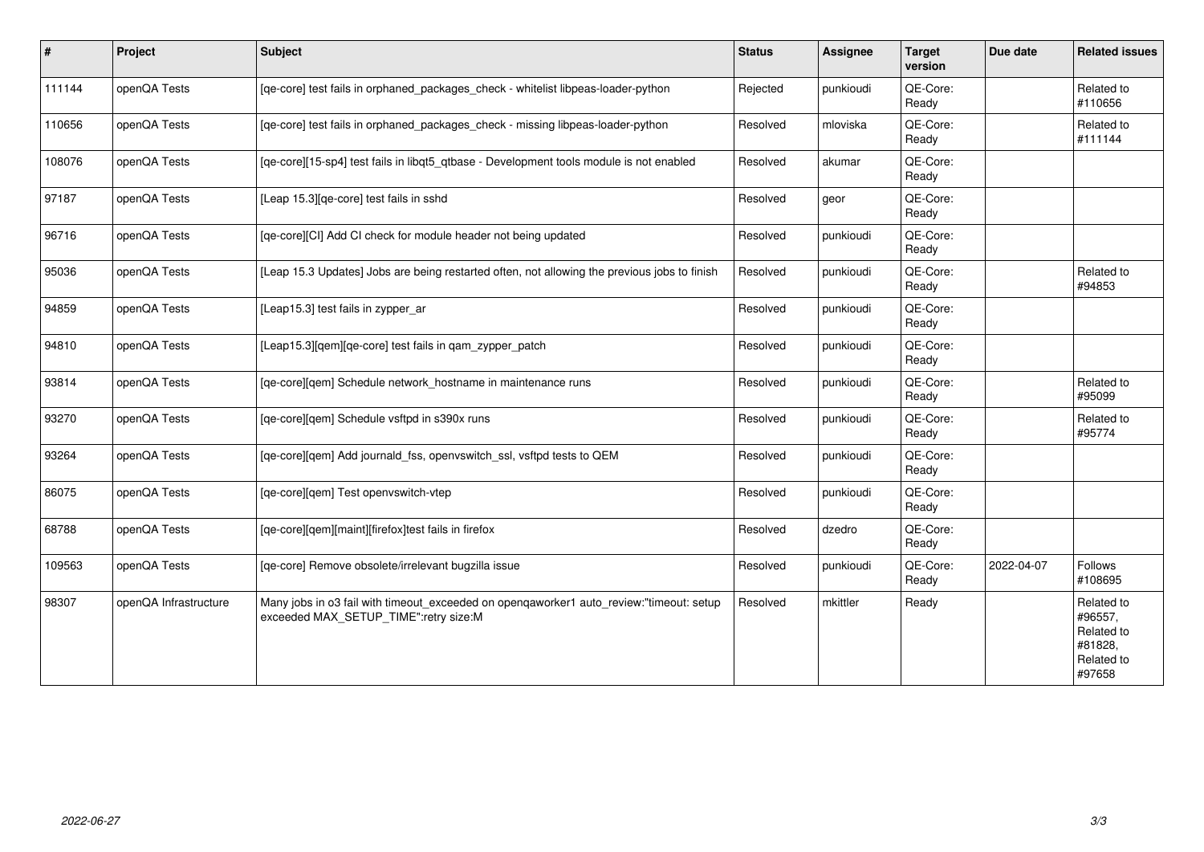| # | Project | Subject | Status | Assignee | Target version | Due date | Related issues |
|---|---|---|---|---|---|---|---|
| 111144 | openQA Tests | [qe-core] test fails in orphaned_packages_check - whitelist libpeas-loader-python | Rejected | punkioudi | QE-Core: Ready | | Related to #110656 |
| 110656 | openQA Tests | [qe-core] test fails in orphaned_packages_check - missing libpeas-loader-python | Resolved | mloviska | QE-Core: Ready | | Related to #111144 |
| 108076 | openQA Tests | [qe-core][15-sp4] test fails in libqt5_qtbase - Development tools module is not enabled | Resolved | akumar | QE-Core: Ready | | |
| 97187 | openQA Tests | [Leap 15.3][qe-core] test fails in sshd | Resolved | geor | QE-Core: Ready | | |
| 96716 | openQA Tests | [qe-core][CI] Add CI check for module header not being updated | Resolved | punkioudi | QE-Core: Ready | | |
| 95036 | openQA Tests | [Leap 15.3 Updates] Jobs are being restarted often, not allowing the previous jobs to finish | Resolved | punkioudi | QE-Core: Ready | | Related to #94853 |
| 94859 | openQA Tests | [Leap15.3] test fails in zypper_ar | Resolved | punkioudi | QE-Core: Ready | | |
| 94810 | openQA Tests | [Leap15.3][qem][qe-core] test fails in qam_zypper_patch | Resolved | punkioudi | QE-Core: Ready | | |
| 93814 | openQA Tests | [qe-core][qem] Schedule network_hostname in maintenance runs | Resolved | punkioudi | QE-Core: Ready | | Related to #95099 |
| 93270 | openQA Tests | [qe-core][qem] Schedule vsftpd in s390x runs | Resolved | punkioudi | QE-Core: Ready | | Related to #95774 |
| 93264 | openQA Tests | [qe-core][qem] Add journald_fss, openvswitch_ssl, vsftpd tests to QEM | Resolved | punkioudi | QE-Core: Ready | | |
| 86075 | openQA Tests | [qe-core][qem] Test openvswitch-vtep | Resolved | punkioudi | QE-Core: Ready | | |
| 68788 | openQA Tests | [qe-core][qem][maint][firefox]test fails in firefox | Resolved | dzedro | QE-Core: Ready | | |
| 109563 | openQA Tests | [qe-core] Remove obsolete/irrelevant bugzilla issue | Resolved | punkioudi | QE-Core: Ready | 2022-04-07 | Follows #108695 |
| 98307 | openQA Infrastructure | Many jobs in o3 fail with timeout_exceeded on openqaworker1 auto_review:"timeout: setup exceeded MAX_SETUP_TIME":retry size:M | Resolved | mkittler | Ready | | Related to #96557, Related to #81828, Related to #97658 |